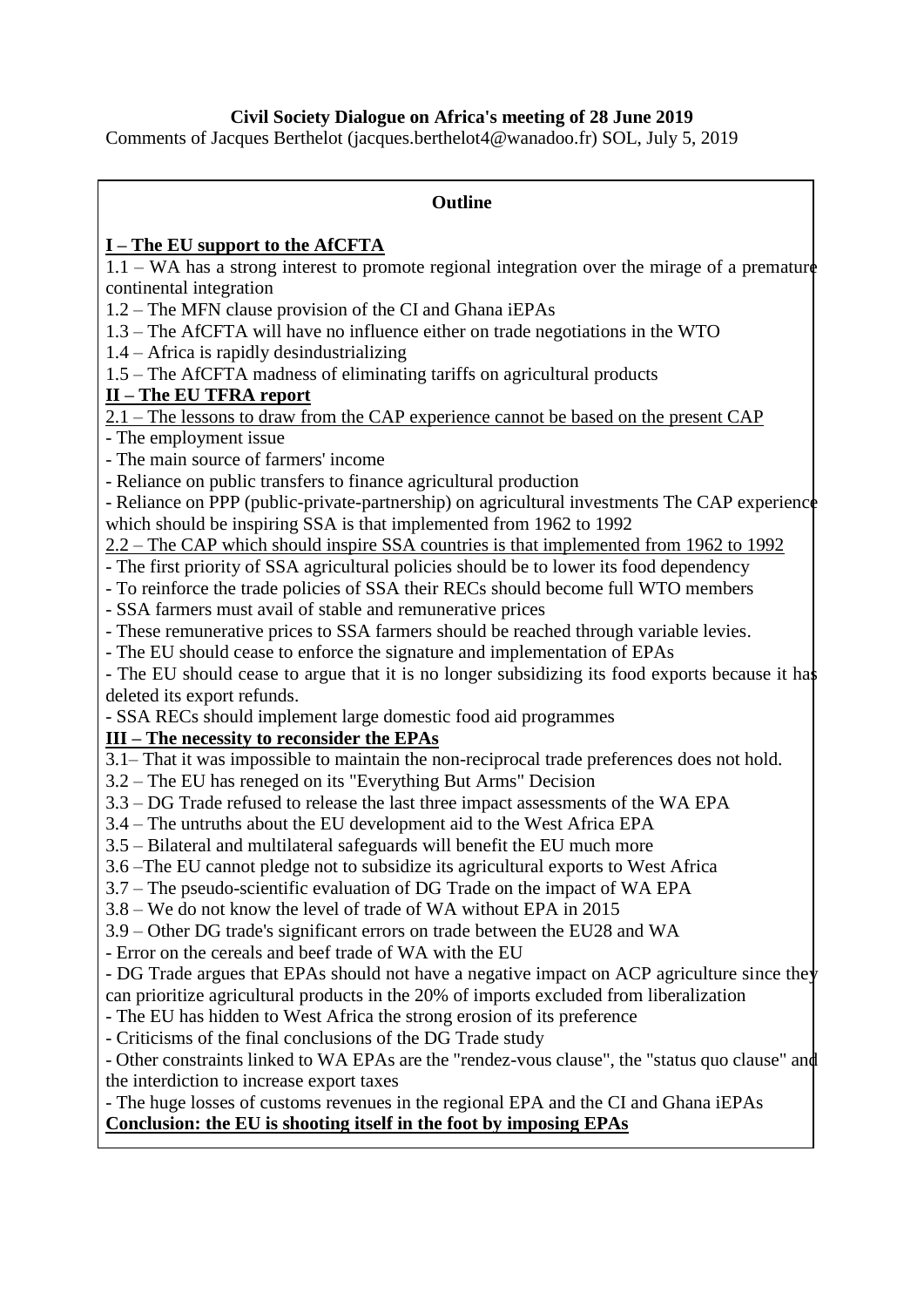**Civil Society Dialogue on Africa's meeting of 28 June 2019**

Comments of Jacques Berthelot (jacques.berthelot4@wanadoo.fr) SOL, July 5, 2019

**Outline**

**I – The EU support to the AfCFTA**

1.1 – WA has a strong interest to promote regional integration over the mirage of a premature continental integration

1.2 – The MFN clause provision of the CI and Ghana iEPAs

1.3 – The AfCFTA will have no influence either on trade negotiations in the WTO

1.4 – Africa is rapidly desindustrializing

1.5 – The AfCFTA madness of eliminating tariffs on agricultural products

**II – The EU TFRA report**

2.1 – The lessons to draw from the CAP experience cannot be based on the present CAP

- The employment issue
- The main source of farmers' income
- Reliance on public transfers to finance agricultural production
- Reliance on PPP (public-private-partnership) on agricultural investments The CAP experience which should be inspiring SSA is that implemented from 1962 to 1992

2.2 – The CAP which should inspire SSA countries is that implemented from 1962 to 1992

- The first priority of SSA agricultural policies should be to lower its food dependency
- To reinforce the trade policies of SSA their RECs should become full WTO members
- SSA farmers must avail of stable and remunerative prices
- These remunerative prices to SSA farmers should be reached through variable levies.
- The EU should cease to enforce the signature and implementation of EPAs
- The EU should cease to argue that it is no longer subsidizing its food exports because it has deleted its export refunds.
- SSA RECs should implement large domestic food aid programmes

**III – The necessity to reconsider the EPAs**

3.1– That it was impossible to maintain the non-reciprocal trade preferences does not hold.

3.2 – The EU has reneged on its "Everything But Arms" Decision

3.3 – DG Trade refused to release the last three impact assessments of the WA EPA

3.4 – The untruths about the EU development aid to the West Africa EPA

3.5 – Bilateral and multilateral safeguards will benefit the EU much more

3.6 –The EU cannot pledge not to subsidize its agricultural exports to West Africa

3.7 – The pseudo-scientific evaluation of DG Trade on the impact of WA EPA

3.8 – We do not know the level of trade of WA without EPA in 2015

3.9 – Other DG trade's significant errors on trade between the EU28 and WA

- Error on the cereals and beef trade of WA with the EU
- DG Trade argues that EPAs should not have a negative impact on ACP agriculture since they can prioritize agricultural products in the 20% of imports excluded from liberalization
- The EU has hidden to West Africa the strong erosion of its preference
- Criticisms of the final conclusions of the DG Trade study
- Other constraints linked to WA EPAs are the "rendez-vous clause", the "status quo clause" and the interdiction to increase export taxes
- The huge losses of customs revenues in the regional EPA and the CI and Ghana iEPAs

**Conclusion: the EU is shooting itself in the foot by imposing EPAs**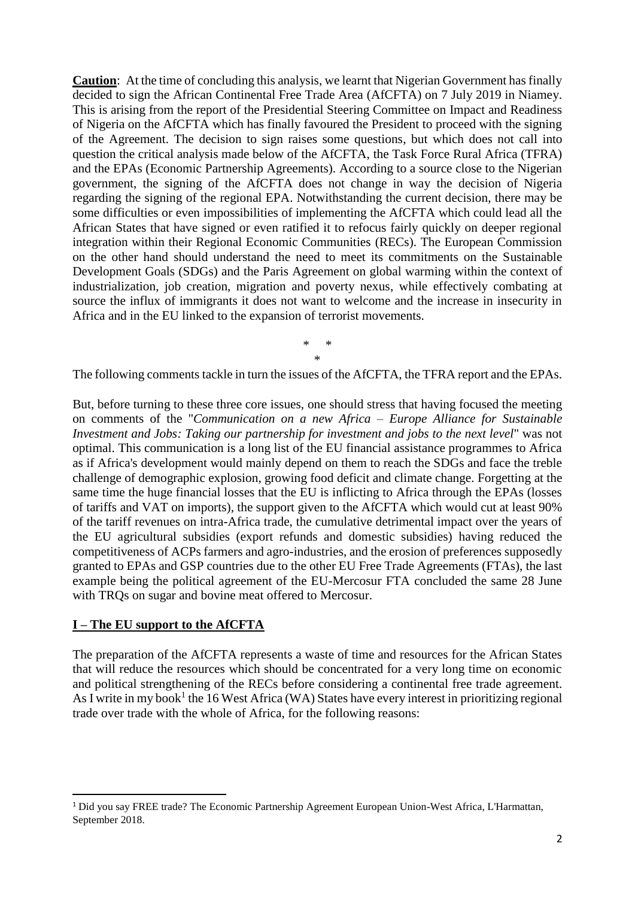**Caution**: At the time of concluding this analysis, we learnt that Nigerian Government has finally decided to sign the African Continental Free Trade Area (AfCFTA) on 7 July 2019 in Niamey. This is arising from the report of the Presidential Steering Committee on Impact and Readiness of Nigeria on the AfCFTA which has finally favoured the President to proceed with the signing of the Agreement. The decision to sign raises some questions, but which does not call into question the critical analysis made below of the AfCFTA, the Task Force Rural Africa (TFRA) and the EPAs (Economic Partnership Agreements). According to a source close to the Nigerian government, the signing of the AfCFTA does not change in way the decision of Nigeria regarding the signing of the regional EPA. Notwithstanding the current decision, there may be some difficulties or even impossibilities of implementing the AfCFTA which could lead all the African States that have signed or even ratified it to refocus fairly quickly on deeper regional integration within their Regional Economic Communities (RECs). The European Commission on the other hand should understand the need to meet its commitments on the Sustainable Development Goals (SDGs) and the Paris Agreement on global warming within the context of industrialization, job creation, migration and poverty nexus, while effectively combating at source the influx of immigrants it does not want to welcome and the increase in insecurity in Africa and in the EU linked to the expansion of terrorist movements.

\* \*
\*

The following comments tackle in turn the issues of the AfCFTA, the TFRA report and the EPAs.

But, before turning to these three core issues, one should stress that having focused the meeting on comments of the "*Communication on a new Africa – Europe Alliance for Sustainable Investment and Jobs: Taking our partnership for investment and jobs to the next level*" was not optimal. This communication is a long list of the EU financial assistance programmes to Africa as if Africa's development would mainly depend on them to reach the SDGs and face the treble challenge of demographic explosion, growing food deficit and climate change. Forgetting at the same time the huge financial losses that the EU is inflicting to Africa through the EPAs (losses of tariffs and VAT on imports), the support given to the AfCFTA which would cut at least 90% of the tariff revenues on intra-Africa trade, the cumulative detrimental impact over the years of the EU agricultural subsidies (export refunds and domestic subsidies) having reduced the competitiveness of ACPs farmers and agro-industries, and the erosion of preferences supposedly granted to EPAs and GSP countries due to the other EU Free Trade Agreements (FTAs), the last example being the political agreement of the EU-Mercosur FTA concluded the same 28 June with TRQs on sugar and bovine meat offered to Mercosur.

## **I – The EU support to the AfCFTA**

The preparation of the AfCFTA represents a waste of time and resources for the African States that will reduce the resources which should be concentrated for a very long time on economic and political strengthening of the RECs before considering a continental free trade agreement. As I write in my book[1] the 16 West Africa (WA) States have every interest in prioritizing regional trade over trade with the whole of Africa, for the following reasons:

---

[1] Did you say FREE trade? The Economic Partnership Agreement European Union-West Africa, L'Harmattan, September 2018.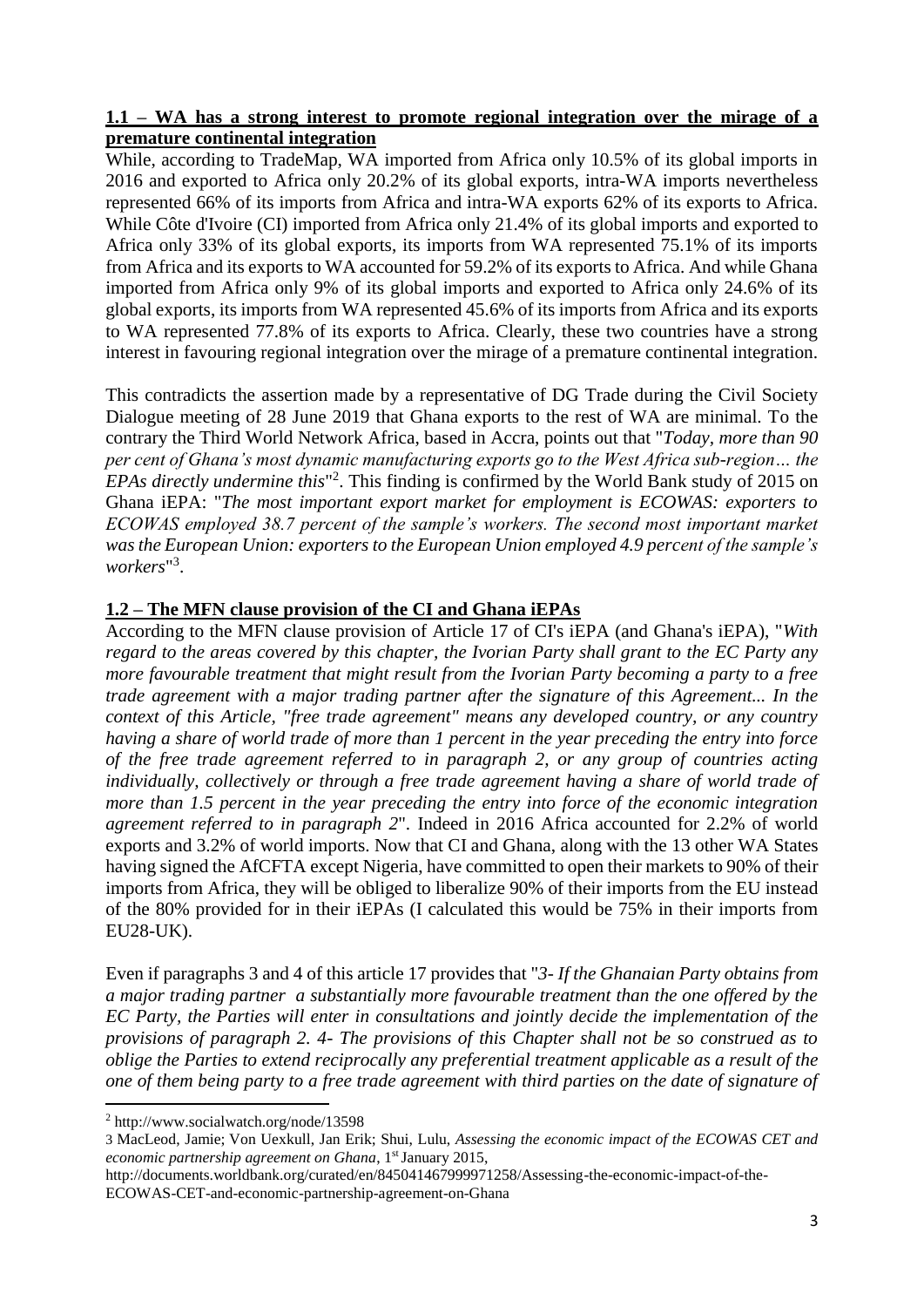## 1.1 – WA has a strong interest to promote regional integration over the mirage of a premature continental integration

While, according to TradeMap, WA imported from Africa only 10.5% of its global imports in 2016 and exported to Africa only 20.2% of its global exports, intra-WA imports nevertheless represented 66% of its imports from Africa and intra-WA exports 62% of its exports to Africa. While Côte d'Ivoire (CI) imported from Africa only 21.4% of its global imports and exported to Africa only 33% of its global exports, its imports from WA represented 75.1% of its imports from Africa and its exports to WA accounted for 59.2% of its exports to Africa. And while Ghana imported from Africa only 9% of its global imports and exported to Africa only 24.6% of its global exports, its imports from WA represented 45.6% of its imports from Africa and its exports to WA represented 77.8% of its exports to Africa. Clearly, these two countries have a strong interest in favouring regional integration over the mirage of a premature continental integration.

This contradicts the assertion made by a representative of DG Trade during the Civil Society Dialogue meeting of 28 June 2019 that Ghana exports to the rest of WA are minimal. To the contrary the Third World Network Africa, based in Accra, points out that "*Today, more than 90 per cent of Ghana's most dynamic manufacturing exports go to the West Africa sub-region… the EPAs directly undermine this*"[2]. This finding is confirmed by the World Bank study of 2015 on Ghana iEPA: "*The most important export market for employment is ECOWAS: exporters to ECOWAS employed 38.7 percent of the sample's workers. The second most important market was the European Union: exporters to the European Union employed 4.9 percent of the sample's workers*"[3].

## 1.2 – The MFN clause provision of the CI and Ghana iEPAs

According to the MFN clause provision of Article 17 of CI's iEPA (and Ghana's iEPA), "*With regard to the areas covered by this chapter, the Ivorian Party shall grant to the EC Party any more favourable treatment that might result from the Ivorian Party becoming a party to a free trade agreement with a major trading partner after the signature of this Agreement... In the context of this Article, "free trade agreement" means any developed country, or any country having a share of world trade of more than 1 percent in the year preceding the entry into force of the free trade agreement referred to in paragraph 2, or any group of countries acting individually, collectively or through a free trade agreement having a share of world trade of more than 1.5 percent in the year preceding the entry into force of the economic integration agreement referred to in paragraph 2*". Indeed in 2016 Africa accounted for 2.2% of world exports and 3.2% of world imports. Now that CI and Ghana, along with the 13 other WA States having signed the AfCFTA except Nigeria, have committed to open their markets to 90% of their imports from Africa, they will be obliged to liberalize 90% of their imports from the EU instead of the 80% provided for in their iEPAs (I calculated this would be 75% in their imports from EU28-UK).

Even if paragraphs 3 and 4 of this article 17 provides that "*3- If the Ghanaian Party obtains from a major trading partner a substantially more favourable treatment than the one offered by the EC Party, the Parties will enter in consultations and jointly decide the implementation of the provisions of paragraph 2. 4- The provisions of this Chapter shall not be so construed as to oblige the Parties to extend reciprocally any preferential treatment applicable as a result of the one of them being party to a free trade agreement with third parties on the date of signature of*

---

[2] http://www.socialwatch.org/node/13598

[3] MacLeod, Jamie; Von Uexkull, Jan Erik; Shui, Lulu, *Assessing the economic impact of the ECOWAS CET and economic partnership agreement on Ghana*, 1st January 2015, http://documents.worldbank.org/curated/en/845041467999971258/Assessing-the-economic-impact-of-the-ECOWAS-CET-and-economic-partnership-agreement-on-Ghana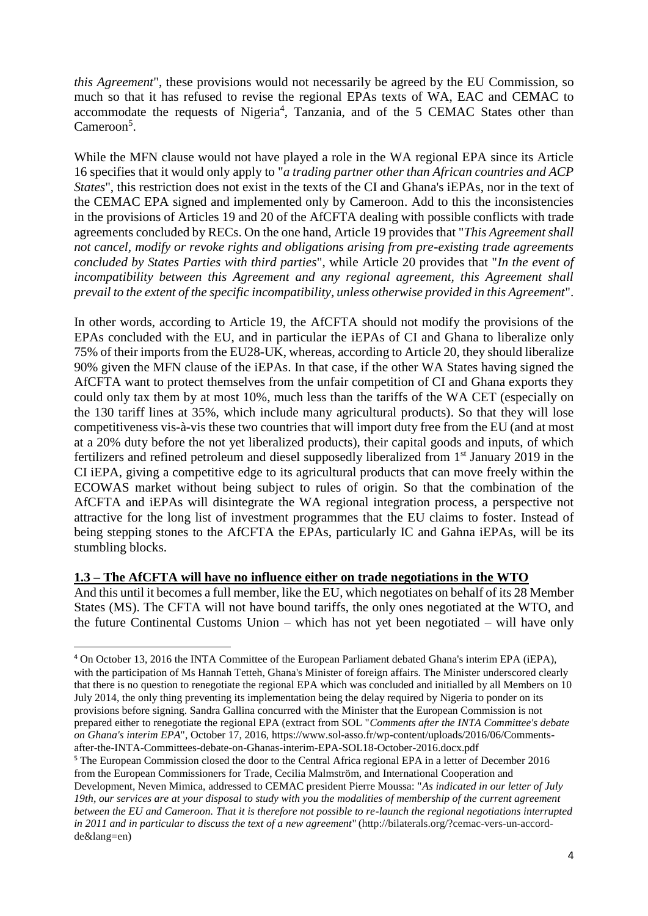*this Agreement*", these provisions would not necessarily be agreed by the EU Commission, so much so that it has refused to revise the regional EPAs texts of WA, EAC and CEMAC to accommodate the requests of Nigeria[4], Tanzania, and of the 5 CEMAC States other than Cameroon[5].

While the MFN clause would not have played a role in the WA regional EPA since its Article 16 specifies that it would only apply to "*a trading partner other than African countries and ACP States*", this restriction does not exist in the texts of the CI and Ghana's iEPAs, nor in the text of the CEMAC EPA signed and implemented only by Cameroon. Add to this the inconsistencies in the provisions of Articles 19 and 20 of the AfCFTA dealing with possible conflicts with trade agreements concluded by RECs. On the one hand, Article 19 provides that "*This Agreement shall not cancel, modify or revoke rights and obligations arising from pre-existing trade agreements concluded by States Parties with third parties*", while Article 20 provides that "*In the event of incompatibility between this Agreement and any regional agreement, this Agreement shall prevail to the extent of the specific incompatibility, unless otherwise provided in this Agreement*".

In other words, according to Article 19, the AfCFTA should not modify the provisions of the EPAs concluded with the EU, and in particular the iEPAs of CI and Ghana to liberalize only 75% of their imports from the EU28-UK, whereas, according to Article 20, they should liberalize 90% given the MFN clause of the iEPAs. In that case, if the other WA States having signed the AfCFTA want to protect themselves from the unfair competition of CI and Ghana exports they could only tax them by at most 10%, much less than the tariffs of the WA CET (especially on the 130 tariff lines at 35%, which include many agricultural products). So that they will lose competitiveness vis-à-vis these two countries that will import duty free from the EU (and at most at a 20% duty before the not yet liberalized products), their capital goods and inputs, of which fertilizers and refined petroleum and diesel supposedly liberalized from 1st January 2019 in the CI iEPA, giving a competitive edge to its agricultural products that can move freely within the ECOWAS market without being subject to rules of origin. So that the combination of the AfCFTA and iEPAs will disintegrate the WA regional integration process, a perspective not attractive for the long list of investment programmes that the EU claims to foster. Instead of being stepping stones to the AfCFTA the EPAs, particularly IC and Gahna iEPAs, will be its stumbling blocks.

### **1.3 – The AfCFTA will have no influence either on trade negotiations in the WTO**

And this until it becomes a full member, like the EU, which negotiates on behalf of its 28 Member States (MS). The CFTA will not have bound tariffs, the only ones negotiated at the WTO, and the future Continental Customs Union – which has not yet been negotiated – will have only

---

[4] On October 13, 2016 the INTA Committee of the European Parliament debated Ghana's interim EPA (iEPA), with the participation of Ms Hannah Tetteh, Ghana's Minister of foreign affairs. The Minister underscored clearly that there is no question to renegotiate the regional EPA which was concluded and initialled by all Members on 10 July 2014, the only thing preventing its implementation being the delay required by Nigeria to ponder on its provisions before signing. Sandra Gallina concurred with the Minister that the European Commission is not prepared either to renegotiate the regional EPA (extract from SOL "*Comments after the INTA Committee's debate on Ghana's interim EPA*", October 17, 2016, https://www.sol-asso.fr/wp-content/uploads/2016/06/Comments-after-the-INTA-Committees-debate-on-Ghanas-interim-EPA-SOL18-October-2016.docx.pdf

[5] The European Commission closed the door to the Central Africa regional EPA in a letter of December 2016 from the European Commissioners for Trade, Cecilia Malmström, and International Cooperation and Development, Neven Mimica, addressed to CEMAC president Pierre Moussa: "*As indicated in our letter of July 19th, our services are at your disposal to study with you the modalities of membership of the current agreement between the EU and Cameroon. That it is therefore not possible to re-launch the regional negotiations interrupted in 2011 and in particular to discuss the text of a new agreement*" (http://bilaterals.org/?cemac-vers-un-accord-de&lang=en)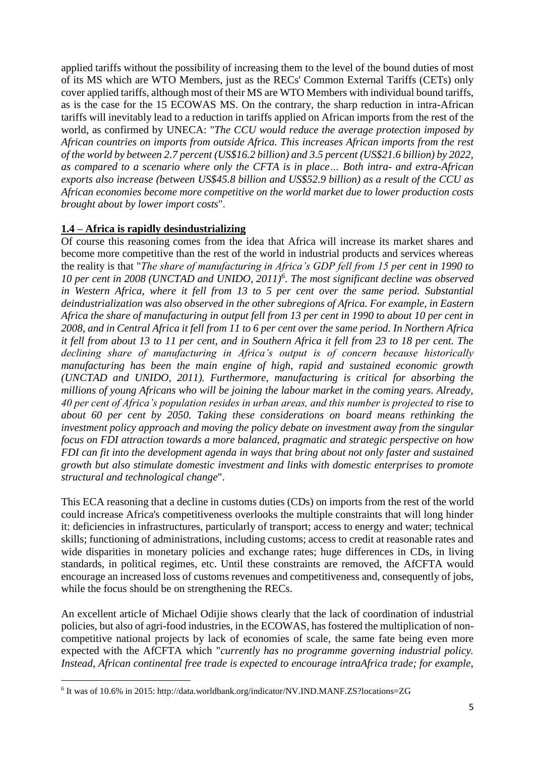applied tariffs without the possibility of increasing them to the level of the bound duties of most of its MS which are WTO Members, just as the RECs' Common External Tariffs (CETs) only cover applied tariffs, although most of their MS are WTO Members with individual bound tariffs, as is the case for the 15 ECOWAS MS. On the contrary, the sharp reduction in intra-African tariffs will inevitably lead to a reduction in tariffs applied on African imports from the rest of the world, as confirmed by UNECA: "*The CCU would reduce the average protection imposed by African countries on imports from outside Africa. This increases African imports from the rest of the world by between 2.7 percent (US$16.2 billion) and 3.5 percent (US$21.6 billion) by 2022, as compared to a scenario where only the CFTA is in place… Both intra- and extra-African exports also increase (between US$45.8 billion and US$52.9 billion) as a result of the CCU as African economies become more competitive on the world market due to lower production costs brought about by lower import costs*".

**1.4 – Africa is rapidly desindustrializing**

Of course this reasoning comes from the idea that Africa will increase its market shares and become more competitive than the rest of the world in industrial products and services whereas the reality is that "*The share of manufacturing in Africa's GDP fell from 15 per cent in 1990 to 10 per cent in 2008 (UNCTAD and UNIDO, 2011)*[6]*. The most significant decline was observed in Western Africa, where it fell from 13 to 5 per cent over the same period. Substantial deindustrialization was also observed in the other subregions of Africa. For example, in Eastern Africa the share of manufacturing in output fell from 13 per cent in 1990 to about 10 per cent in 2008, and in Central Africa it fell from 11 to 6 per cent over the same period. In Northern Africa it fell from about 13 to 11 per cent, and in Southern Africa it fell from 23 to 18 per cent. The declining share of manufacturing in Africa's output is of concern because historically manufacturing has been the main engine of high, rapid and sustained economic growth (UNCTAD and UNIDO, 2011). Furthermore, manufacturing is critical for absorbing the millions of young Africans who will be joining the labour market in the coming years. Already, 40 per cent of Africa's population resides in urban areas, and this number is projected to rise to about 60 per cent by 2050. Taking these considerations on board means rethinking the investment policy approach and moving the policy debate on investment away from the singular focus on FDI attraction towards a more balanced, pragmatic and strategic perspective on how FDI can fit into the development agenda in ways that bring about not only faster and sustained growth but also stimulate domestic investment and links with domestic enterprises to promote structural and technological change*".

This ECA reasoning that a decline in customs duties (CDs) on imports from the rest of the world could increase Africa's competitiveness overlooks the multiple constraints that will long hinder it: deficiencies in infrastructures, particularly of transport; access to energy and water; technical skills; functioning of administrations, including customs; access to credit at reasonable rates and wide disparities in monetary policies and exchange rates; huge differences in CDs, in living standards, in political regimes, etc. Until these constraints are removed, the AfCFTA would encourage an increased loss of customs revenues and competitiveness and, consequently of jobs, while the focus should be on strengthening the RECs.

An excellent article of Michael Odijie shows clearly that the lack of coordination of industrial policies, but also of agri-food industries, in the ECOWAS, has fostered the multiplication of non-competitive national projects by lack of economies of scale, the same fate being even more expected with the AfCFTA which "*currently has no programme governing industrial policy. Instead, African continental free trade is expected to encourage intraAfrica trade; for example,*

[6] It was of 10.6% in 2015: http://data.worldbank.org/indicator/NV.IND.MANF.ZS?locations=ZG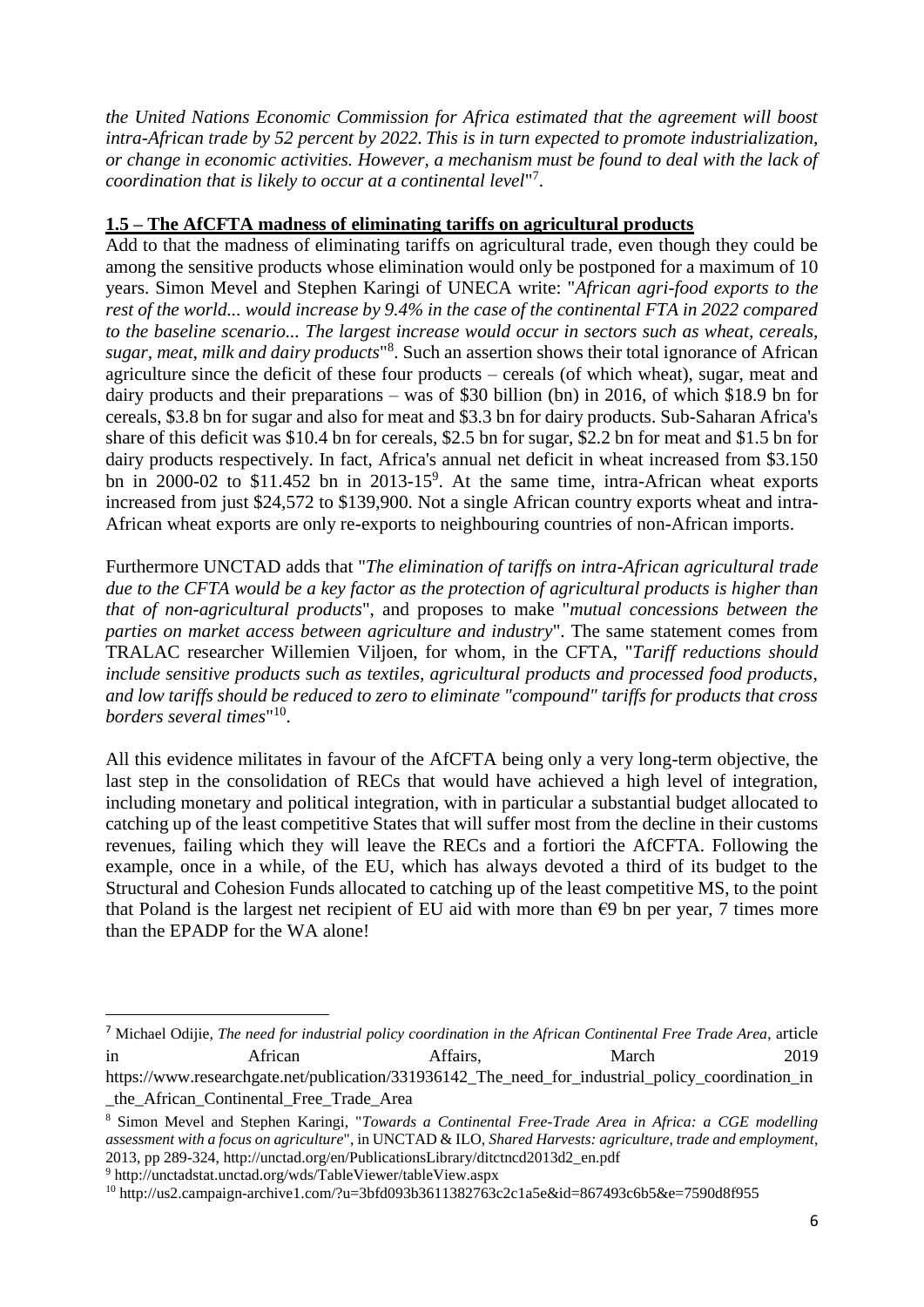*the United Nations Economic Commission for Africa estimated that the agreement will boost intra-African trade by 52 percent by 2022. This is in turn expected to promote industrialization, or change in economic activities. However, a mechanism must be found to deal with the lack of coordination that is likely to occur at a continental level*"[7].

## 1.5 – The AfCFTA madness of eliminating tariffs on agricultural products

Add to that the madness of eliminating tariffs on agricultural trade, even though they could be among the sensitive products whose elimination would only be postponed for a maximum of 10 years. Simon Mevel and Stephen Karingi of UNECA write: "*African agri-food exports to the rest of the world... would increase by 9.4% in the case of the continental FTA in 2022 compared to the baseline scenario... The largest increase would occur in sectors such as wheat, cereals, sugar, meat, milk and dairy products*"[8]. Such an assertion shows their total ignorance of African agriculture since the deficit of these four products – cereals (of which wheat), sugar, meat and dairy products and their preparations – was of $30 billion (bn) in 2016, of which $18.9 bn for cereals, $3.8 bn for sugar and also for meat and $3.3 bn for dairy products. Sub-Saharan Africa's share of this deficit was $10.4 bn for cereals, $2.5 bn for sugar, $2.2 bn for meat and $1.5 bn for dairy products respectively. In fact, Africa's annual net deficit in wheat increased from $3.150 bn in 2000-02 to $11.452 bn in 2013-15[9]. At the same time, intra-African wheat exports increased from just $24,572 to $139,900. Not a single African country exports wheat and intra-African wheat exports are only re-exports to neighbouring countries of non-African imports.

Furthermore UNCTAD adds that "*The elimination of tariffs on intra-African agricultural trade due to the CFTA would be a key factor as the protection of agricultural products is higher than that of non-agricultural products*", and proposes to make "*mutual concessions between the parties on market access between agriculture and industry*". The same statement comes from TRALAC researcher Willemien Viljoen, for whom, in the CFTA, "*Tariff reductions should include sensitive products such as textiles, agricultural products and processed food products, and low tariffs should be reduced to zero to eliminate "compound" tariffs for products that cross borders several times*"[10].

All this evidence militates in favour of the AfCFTA being only a very long-term objective, the last step in the consolidation of RECs that would have achieved a high level of integration, including monetary and political integration, with in particular a substantial budget allocated to catching up of the least competitive States that will suffer most from the decline in their customs revenues, failing which they will leave the RECs and a fortiori the AfCFTA. Following the example, once in a while, of the EU, which has always devoted a third of its budget to the Structural and Cohesion Funds allocated to catching up of the least competitive MS, to the point that Poland is the largest net recipient of EU aid with more than €9 bn per year, 7 times more than the EPADP for the WA alone!

---

[7] Michael Odijie, *The need for industrial policy coordination in the African Continental Free Trade Area*, article in African Affairs, March 2019 https://www.researchgate.net/publication/331936142_The_need_for_industrial_policy_coordination_in_the_African_Continental_Free_Trade_Area

[8] Simon Mevel and Stephen Karingi, "*Towards a Continental Free-Trade Area in Africa: a CGE modelling assessment with a focus on agriculture*", in UNCTAD & ILO, *Shared Harvests: agriculture, trade and employment*, 2013, pp 289-324, http://unctad.org/en/PublicationsLibrary/ditctncd2013d2_en.pdf

[9] http://unctadstat.unctad.org/wds/TableViewer/tableView.aspx

[10] http://us2.campaign-archive1.com/?u=3bfd093b3611382763c2c1a5e&id=867493c6b5&e=7590d8f955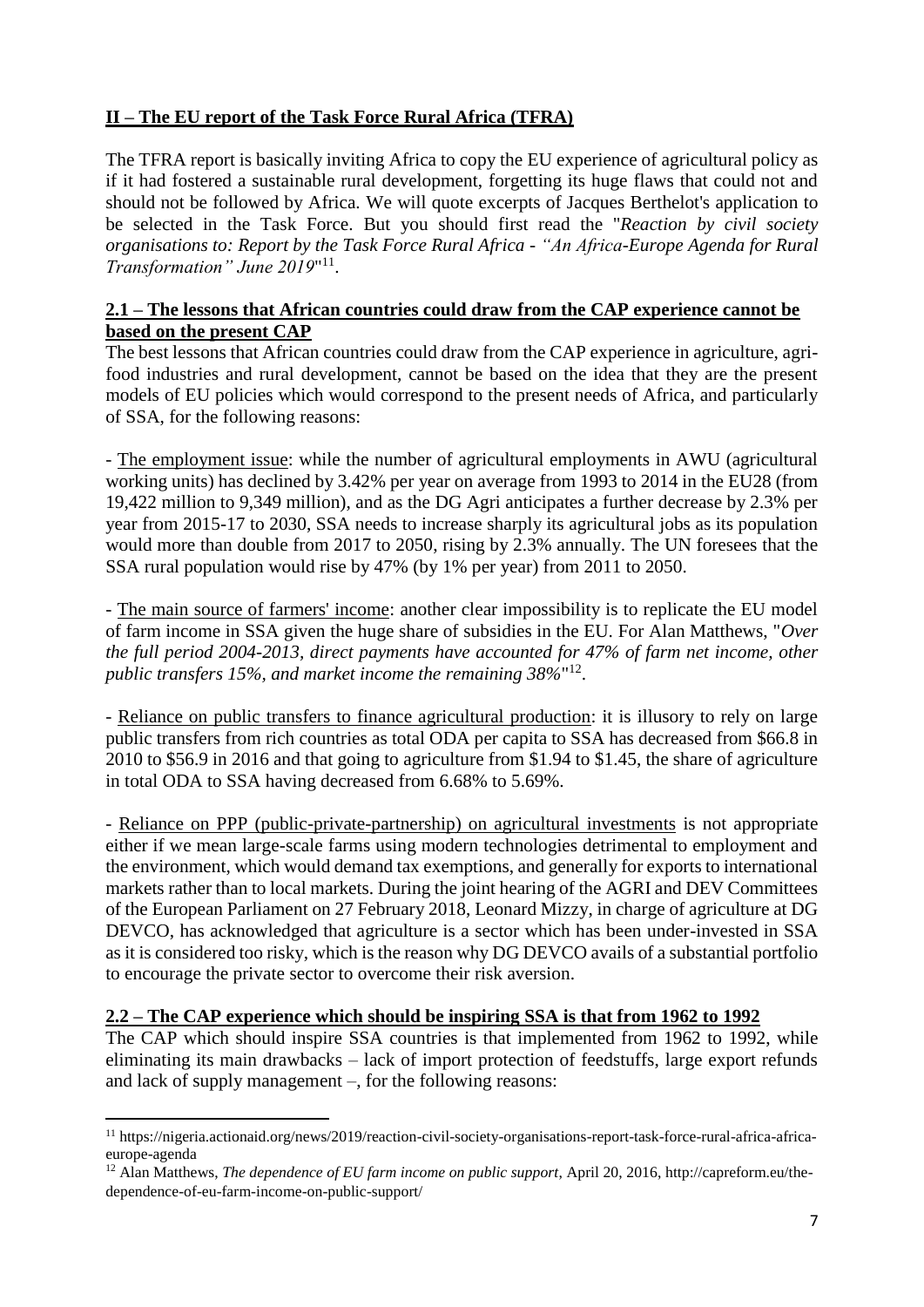## II – The EU report of the Task Force Rural Africa (TFRA)

The TFRA report is basically inviting Africa to copy the EU experience of agricultural policy as if it had fostered a sustainable rural development, forgetting its huge flaws that could not and should not be followed by Africa. We will quote excerpts of Jacques Berthelot's application to be selected in the Task Force. But you should first read the "*Reaction by civil society organisations to: Report by the Task Force Rural Africa - "An Africa-Europe Agenda for Rural Transformation" June 2019*"[11].

### 2.1 – The lessons that African countries could draw from the CAP experience cannot be based on the present CAP

The best lessons that African countries could draw from the CAP experience in agriculture, agri-food industries and rural development, cannot be based on the idea that they are the present models of EU policies which would correspond to the present needs of Africa, and particularly of SSA, for the following reasons:

- The employment issue: while the number of agricultural employments in AWU (agricultural working units) has declined by 3.42% per year on average from 1993 to 2014 in the EU28 (from 19,422 million to 9,349 million), and as the DG Agri anticipates a further decrease by 2.3% per year from 2015-17 to 2030, SSA needs to increase sharply its agricultural jobs as its population would more than double from 2017 to 2050, rising by 2.3% annually. The UN foresees that the SSA rural population would rise by 47% (by 1% per year) from 2011 to 2050.

- The main source of farmers' income: another clear impossibility is to replicate the EU model of farm income in SSA given the huge share of subsidies in the EU. For Alan Matthews, "*Over the full period 2004-2013, direct payments have accounted for 47% of farm net income, other public transfers 15%, and market income the remaining 38%*"[12].

- Reliance on public transfers to finance agricultural production: it is illusory to rely on large public transfers from rich countries as total ODA per capita to SSA has decreased from $66.8 in 2010 to $56.9 in 2016 and that going to agriculture from $1.94 to $1.45, the share of agriculture in total ODA to SSA having decreased from 6.68% to 5.69%.

- Reliance on PPP (public-private-partnership) on agricultural investments is not appropriate either if we mean large-scale farms using modern technologies detrimental to employment and the environment, which would demand tax exemptions, and generally for exports to international markets rather than to local markets. During the joint hearing of the AGRI and DEV Committees of the European Parliament on 27 February 2018, Leonard Mizzy, in charge of agriculture at DG DEVCO, has acknowledged that agriculture is a sector which has been under-invested in SSA as it is considered too risky, which is the reason why DG DEVCO avails of a substantial portfolio to encourage the private sector to overcome their risk aversion.

### 2.2 – The CAP experience which should be inspiring SSA is that from 1962 to 1992

The CAP which should inspire SSA countries is that implemented from 1962 to 1992, while eliminating its main drawbacks – lack of import protection of feedstuffs, large export refunds and lack of supply management –, for the following reasons:

---

[11] https://nigeria.actionaid.org/news/2019/reaction-civil-society-organisations-report-task-force-rural-africa-africa-europe-agenda

[12] Alan Matthews, *The dependence of EU farm income on public support*, April 20, 2016, http://capreform.eu/the-dependence-of-eu-farm-income-on-public-support/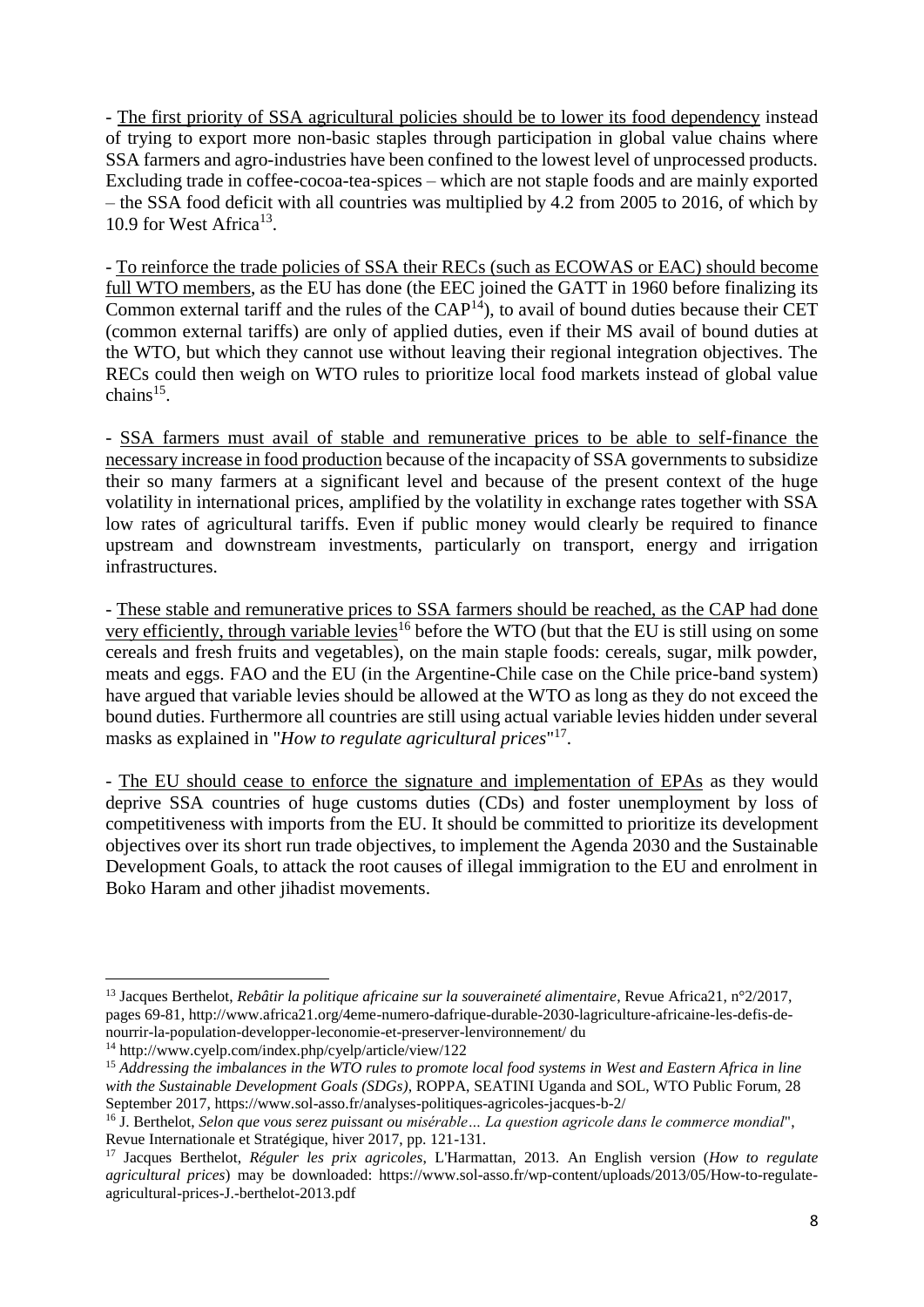- The first priority of SSA agricultural policies should be to lower its food dependency instead of trying to export more non-basic staples through participation in global value chains where SSA farmers and agro-industries have been confined to the lowest level of unprocessed products. Excluding trade in coffee-cocoa-tea-spices – which are not staple foods and are mainly exported – the SSA food deficit with all countries was multiplied by 4.2 from 2005 to 2016, of which by 10.9 for West Africa[13].

- To reinforce the trade policies of SSA their RECs (such as ECOWAS or EAC) should become full WTO members, as the EU has done (the EEC joined the GATT in 1960 before finalizing its Common external tariff and the rules of the CAP[14]), to avail of bound duties because their CET (common external tariffs) are only of applied duties, even if their MS avail of bound duties at the WTO, but which they cannot use without leaving their regional integration objectives. The RECs could then weigh on WTO rules to prioritize local food markets instead of global value chains[15].

- SSA farmers must avail of stable and remunerative prices to be able to self-finance the necessary increase in food production because of the incapacity of SSA governments to subsidize their so many farmers at a significant level and because of the present context of the huge volatility in international prices, amplified by the volatility in exchange rates together with SSA low rates of agricultural tariffs. Even if public money would clearly be required to finance upstream and downstream investments, particularly on transport, energy and irrigation infrastructures.

- These stable and remunerative prices to SSA farmers should be reached, as the CAP had done very efficiently, through variable levies[16] before the WTO (but that the EU is still using on some cereals and fresh fruits and vegetables), on the main staple foods: cereals, sugar, milk powder, meats and eggs. FAO and the EU (in the Argentine-Chile case on the Chile price-band system) have argued that variable levies should be allowed at the WTO as long as they do not exceed the bound duties. Furthermore all countries are still using actual variable levies hidden under several masks as explained in "*How to regulate agricultural prices*"[17].

- The EU should cease to enforce the signature and implementation of EPAs as they would deprive SSA countries of huge customs duties (CDs) and foster unemployment by loss of competitiveness with imports from the EU. It should be committed to prioritize its development objectives over its short run trade objectives, to implement the Agenda 2030 and the Sustainable Development Goals, to attack the root causes of illegal immigration to the EU and enrolment in Boko Haram and other jihadist movements.

---

[13] Jacques Berthelot, *Rebâtir la politique africaine sur la souveraineté alimentaire*, Revue Africa21, n°2/2017, pages 69-81, http://www.africa21.org/4eme-numero-dafrique-durable-2030-lagriculture-africaine-les-defis-de-nourrir-la-population-developper-leconomie-et-preserver-lenvironnement/ du

[14] http://www.cyelp.com/index.php/cyelp/article/view/122

[15] *Addressing the imbalances in the WTO rules to promote local food systems in West and Eastern Africa in line with the Sustainable Development Goals (SDGs)*, ROPPA, SEATINI Uganda and SOL, WTO Public Forum, 28 September 2017, https://www.sol-asso.fr/analyses-politiques-agricoles-jacques-b-2/

[16] J. Berthelot, *Selon que vous serez puissant ou misérable… La question agricole dans le commerce mondial*", Revue Internationale et Stratégique, hiver 2017, pp. 121-131.

[17] Jacques Berthelot, *Réguler les prix agricoles*, L'Harmattan, 2013. An English version (*How to regulate agricultural prices*) may be downloaded: https://www.sol-asso.fr/wp-content/uploads/2013/05/How-to-regulate-agricultural-prices-J.-berthelot-2013.pdf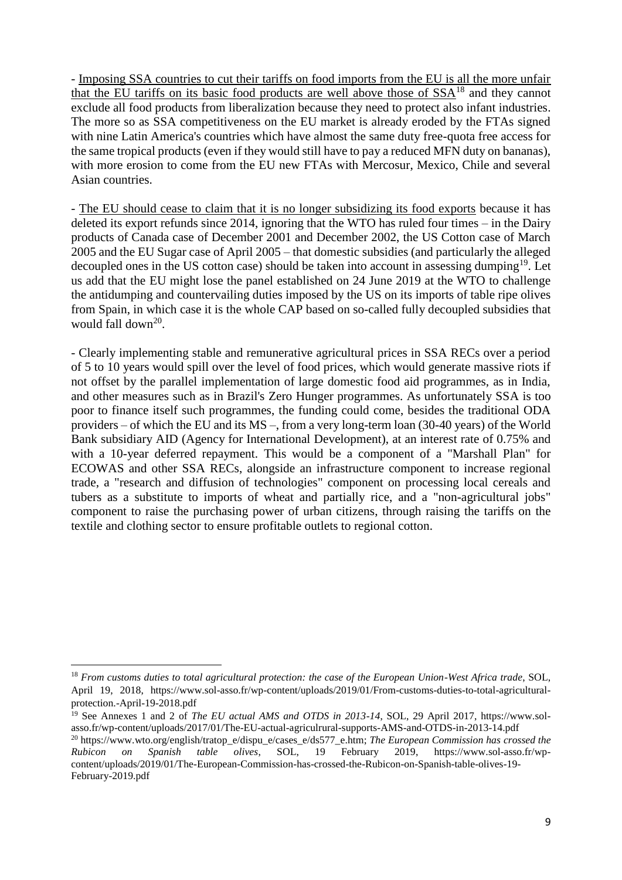- <u>Imposing SSA countries to cut their tariffs on food imports from the EU is all the more unfair that the EU tariffs on its basic food products are well above those of SSA</u>[18] and they cannot exclude all food products from liberalization because they need to protect also infant industries. The more so as SSA competitiveness on the EU market is already eroded by the FTAs signed with nine Latin America's countries which have almost the same duty free-quota free access for the same tropical products (even if they would still have to pay a reduced MFN duty on bananas), with more erosion to come from the EU new FTAs with Mercosur, Mexico, Chile and several Asian countries.

- <u>The EU should cease to claim that it is no longer subsidizing its food exports</u> because it has deleted its export refunds since 2014, ignoring that the WTO has ruled four times – in the Dairy products of Canada case of December 2001 and December 2002, the US Cotton case of March 2005 and the EU Sugar case of April 2005 – that domestic subsidies (and particularly the alleged decoupled ones in the US cotton case) should be taken into account in assessing dumping[19]. Let us add that the EU might lose the panel established on 24 June 2019 at the WTO to challenge the antidumping and countervailing duties imposed by the US on its imports of table ripe olives from Spain, in which case it is the whole CAP based on so-called fully decoupled subsidies that would fall down[20].

- Clearly implementing stable and remunerative agricultural prices in SSA RECs over a period of 5 to 10 years would spill over the level of food prices, which would generate massive riots if not offset by the parallel implementation of large domestic food aid programmes, as in India, and other measures such as in Brazil's Zero Hunger programmes. As unfortunately SSA is too poor to finance itself such programmes, the funding could come, besides the traditional ODA providers – of which the EU and its MS –, from a very long-term loan (30-40 years) of the World Bank subsidiary AID (Agency for International Development), at an interest rate of 0.75% and with a 10-year deferred repayment. This would be a component of a "Marshall Plan" for ECOWAS and other SSA RECs, alongside an infrastructure component to increase regional trade, a "research and diffusion of technologies" component on processing local cereals and tubers as a substitute to imports of wheat and partially rice, and a "non-agricultural jobs" component to raise the purchasing power of urban citizens, through raising the tariffs on the textile and clothing sector to ensure profitable outlets to regional cotton.

---

[18] *From customs duties to total agricultural protection: the case of the European Union-West Africa trade*, SOL, April 19, 2018, https://www.sol-asso.fr/wp-content/uploads/2019/01/From-customs-duties-to-total-agricultural-protection.-April-19-2018.pdf

[19] See Annexes 1 and 2 of *The EU actual AMS and OTDS in 2013-14*, SOL, 29 April 2017, https://www.sol-asso.fr/wp-content/uploads/2017/01/The-EU-actual-agriculrural-supports-AMS-and-OTDS-in-2013-14.pdf

[20] https://www.wto.org/english/tratop_e/dispu_e/cases_e/ds577_e.htm; *The European Commission has crossed the Rubicon on Spanish table olives*, SOL, 19 February 2019, https://www.sol-asso.fr/wp-content/uploads/2019/01/The-European-Commission-has-crossed-the-Rubicon-on-Spanish-table-olives-19-February-2019.pdf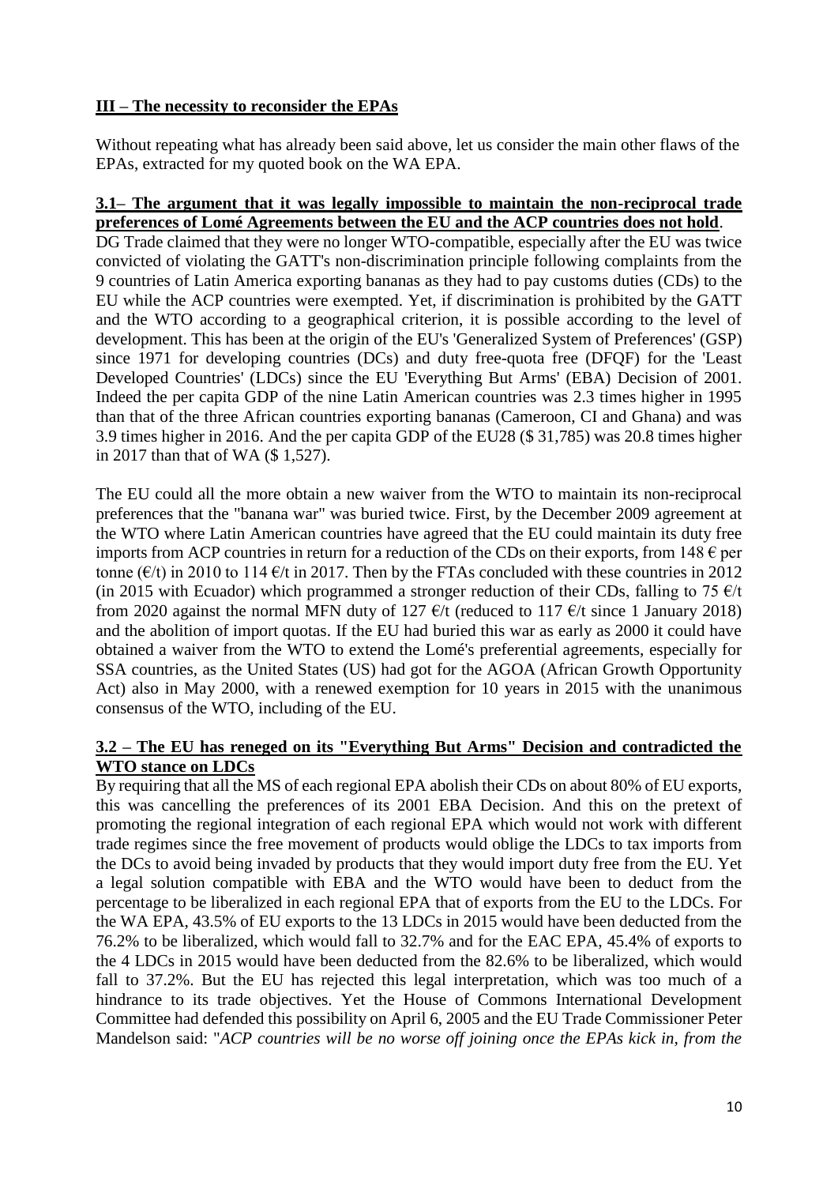## III – The necessity to reconsider the EPAs

Without repeating what has already been said above, let us consider the main other flaws of the EPAs, extracted for my quoted book on the WA EPA.

### 3.1– The argument that it was legally impossible to maintain the non-reciprocal trade preferences of Lomé Agreements between the EU and the ACP countries does not hold.

DG Trade claimed that they were no longer WTO-compatible, especially after the EU was twice convicted of violating the GATT's non-discrimination principle following complaints from the 9 countries of Latin America exporting bananas as they had to pay customs duties (CDs) to the EU while the ACP countries were exempted. Yet, if discrimination is prohibited by the GATT and the WTO according to a geographical criterion, it is possible according to the level of development. This has been at the origin of the EU's 'Generalized System of Preferences' (GSP) since 1971 for developing countries (DCs) and duty free-quota free (DFQF) for the 'Least Developed Countries' (LDCs) since the EU 'Everything But Arms' (EBA) Decision of 2001. Indeed the per capita GDP of the nine Latin American countries was 2.3 times higher in 1995 than that of the three African countries exporting bananas (Cameroon, CI and Ghana) and was 3.9 times higher in 2016. And the per capita GDP of the EU28 ($ 31,785) was 20.8 times higher in 2017 than that of WA ($ 1,527).

The EU could all the more obtain a new waiver from the WTO to maintain its non-reciprocal preferences that the "banana war" was buried twice. First, by the December 2009 agreement at the WTO where Latin American countries have agreed that the EU could maintain its duty free imports from ACP countries in return for a reduction of the CDs on their exports, from 148 € per tonne (€/t) in 2010 to 114 €/t in 2017. Then by the FTAs concluded with these countries in 2012 (in 2015 with Ecuador) which programmed a stronger reduction of their CDs, falling to 75 €/t from 2020 against the normal MFN duty of 127 €/t (reduced to 117 €/t since 1 January 2018) and the abolition of import quotas. If the EU had buried this war as early as 2000 it could have obtained a waiver from the WTO to extend the Lomé's preferential agreements, especially for SSA countries, as the United States (US) had got for the AGOA (African Growth Opportunity Act) also in May 2000, with a renewed exemption for 10 years in 2015 with the unanimous consensus of the WTO, including of the EU.

### 3.2 – The EU has reneged on its "Everything But Arms" Decision and contradicted the WTO stance on LDCs

By requiring that all the MS of each regional EPA abolish their CDs on about 80% of EU exports, this was cancelling the preferences of its 2001 EBA Decision. And this on the pretext of promoting the regional integration of each regional EPA which would not work with different trade regimes since the free movement of products would oblige the LDCs to tax imports from the DCs to avoid being invaded by products that they would import duty free from the EU. Yet a legal solution compatible with EBA and the WTO would have been to deduct from the percentage to be liberalized in each regional EPA that of exports from the EU to the LDCs. For the WA EPA, 43.5% of EU exports to the 13 LDCs in 2015 would have been deducted from the 76.2% to be liberalized, which would fall to 32.7% and for the EAC EPA, 45.4% of exports to the 4 LDCs in 2015 would have been deducted from the 82.6% to be liberalized, which would fall to 37.2%. But the EU has rejected this legal interpretation, which was too much of a hindrance to its trade objectives. Yet the House of Commons International Development Committee had defended this possibility on April 6, 2005 and the EU Trade Commissioner Peter Mandelson said: "*ACP countries will be no worse off joining once the EPAs kick in, from the*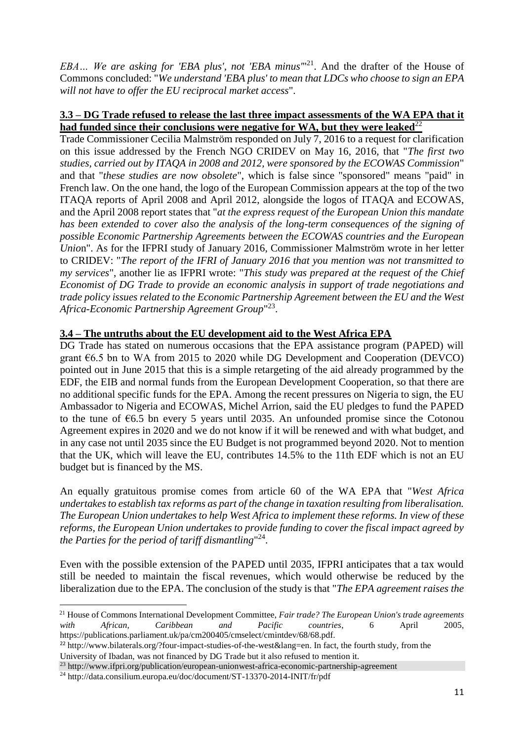*EBA… We are asking for 'EBA plus', not 'EBA minus'*"[21]. And the drafter of the House of Commons concluded: "*We understand 'EBA plus' to mean that LDCs who choose to sign an EPA will not have to offer the EU reciprocal market access*".

### 3.3 – DG Trade refused to release the last three impact assessments of the WA EPA that it had funded since their conclusions were negative for WA, but they were leaked[22]

Trade Commissioner Cecilia Malmström responded on July 7, 2016 to a request for clarification on this issue addressed by the French NGO CRIDEV on May 16, 2016, that "*The first two studies, carried out by ITAQA in 2008 and 2012, were sponsored by the ECOWAS Commission*" and that "*these studies are now obsolete*", which is false since "sponsored" means "paid" in French law. On the one hand, the logo of the European Commission appears at the top of the two ITAQA reports of April 2008 and April 2012, alongside the logos of ITAQA and ECOWAS, and the April 2008 report states that "*at the express request of the European Union this mandate has been extended to cover also the analysis of the long-term consequences of the signing of possible Economic Partnership Agreements between the ECOWAS countries and the European Union*". As for the IFPRI study of January 2016, Commissioner Malmström wrote in her letter to CRIDEV: "*The report of the IFRI of January 2016 that you mention was not transmitted to my services*", another lie as IFPRI wrote: "*This study was prepared at the request of the Chief Economist of DG Trade to provide an economic analysis in support of trade negotiations and trade policy issues related to the Economic Partnership Agreement between the EU and the West Africa-Economic Partnership Agreement Group*"[23].

### 3.4 – The untruths about the EU development aid to the West Africa EPA

DG Trade has stated on numerous occasions that the EPA assistance program (PAPED) will grant €6.5 bn to WA from 2015 to 2020 while DG Development and Cooperation (DEVCO) pointed out in June 2015 that this is a simple retargeting of the aid already programmed by the EDF, the EIB and normal funds from the European Development Cooperation, so that there are no additional specific funds for the EPA. Among the recent pressures on Nigeria to sign, the EU Ambassador to Nigeria and ECOWAS, Michel Arrion, said the EU pledges to fund the PAPED to the tune of €6.5 bn every 5 years until 2035. An unfounded promise since the Cotonou Agreement expires in 2020 and we do not know if it will be renewed and with what budget, and in any case not until 2035 since the EU Budget is not programmed beyond 2020. Not to mention that the UK, which will leave the EU, contributes 14.5% to the 11th EDF which is not an EU budget but is financed by the MS.

An equally gratuitous promise comes from article 60 of the WA EPA that "*West Africa undertakes to establish tax reforms as part of the change in taxation resulting from liberalisation. The European Union undertakes to help West Africa to implement these reforms. In view of these reforms, the European Union undertakes to provide funding to cover the fiscal impact agreed by the Parties for the period of tariff dismantling*"[24].

Even with the possible extension of the PAPED until 2035, IFPRI anticipates that a tax would still be needed to maintain the fiscal revenues, which would otherwise be reduced by the liberalization due to the EPA. The conclusion of the study is that "*The EPA agreement raises the*

---

[21] House of Commons International Development Committee, *Fair trade? The European Union's trade agreements with African, Caribbean and Pacific countries*, 6 April 2005, https://publications.parliament.uk/pa/cm200405/cmselect/cmintdev/68/68.pdf.

[22] http://www.bilaterals.org/?four-impact-studies-of-the-west&lang=en. In fact, the fourth study, from the University of Ibadan, was not financed by DG Trade but it also refused to mention it.

[23] http://www.ifpri.org/publication/european-unionwest-africa-economic-partnership-agreement

[24] http://data.consilium.europa.eu/doc/document/ST-13370-2014-INIT/fr/pdf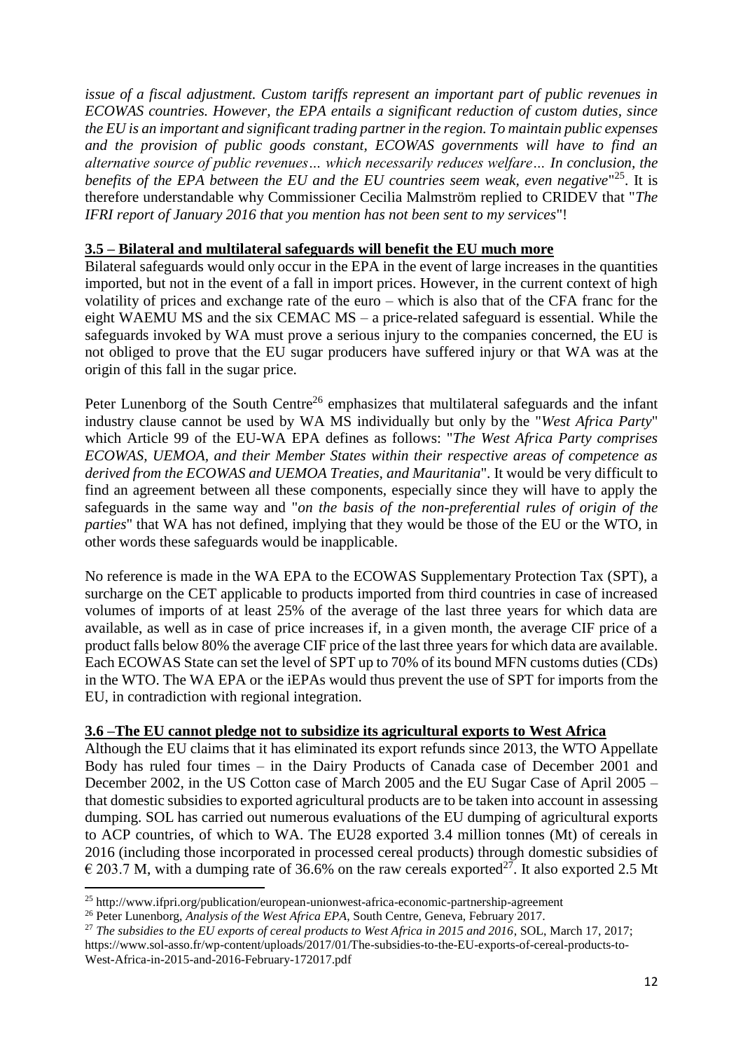*issue of a fiscal adjustment. Custom tariffs represent an important part of public revenues in ECOWAS countries. However, the EPA entails a significant reduction of custom duties, since the EU is an important and significant trading partner in the region. To maintain public expenses and the provision of public goods constant, ECOWAS governments will have to find an alternative source of public revenues… which necessarily reduces welfare… In conclusion, the benefits of the EPA between the EU and the EU countries seem weak, even negative*"[25]. It is therefore understandable why Commissioner Cecilia Malmström replied to CRIDEV that "*The IFRI report of January 2016 that you mention has not been sent to my services*"!

### 3.5 – Bilateral and multilateral safeguards will benefit the EU much more

Bilateral safeguards would only occur in the EPA in the event of large increases in the quantities imported, but not in the event of a fall in import prices. However, in the current context of high volatility of prices and exchange rate of the euro – which is also that of the CFA franc for the eight WAEMU MS and the six CEMAC MS – a price-related safeguard is essential. While the safeguards invoked by WA must prove a serious injury to the companies concerned, the EU is not obliged to prove that the EU sugar producers have suffered injury or that WA was at the origin of this fall in the sugar price.

Peter Lunenborg of the South Centre[26] emphasizes that multilateral safeguards and the infant industry clause cannot be used by WA MS individually but only by the "*West Africa Party*" which Article 99 of the EU-WA EPA defines as follows: "*The West Africa Party comprises ECOWAS, UEMOA, and their Member States within their respective areas of competence as derived from the ECOWAS and UEMOA Treaties, and Mauritania*". It would be very difficult to find an agreement between all these components, especially since they will have to apply the safeguards in the same way and "*on the basis of the non-preferential rules of origin of the parties*" that WA has not defined, implying that they would be those of the EU or the WTO, in other words these safeguards would be inapplicable.

No reference is made in the WA EPA to the ECOWAS Supplementary Protection Tax (SPT), a surcharge on the CET applicable to products imported from third countries in case of increased volumes of imports of at least 25% of the average of the last three years for which data are available, as well as in case of price increases if, in a given month, the average CIF price of a product falls below 80% the average CIF price of the last three years for which data are available. Each ECOWAS State can set the level of SPT up to 70% of its bound MFN customs duties (CDs) in the WTO. The WA EPA or the iEPAs would thus prevent the use of SPT for imports from the EU, in contradiction with regional integration.

### 3.6 –The EU cannot pledge not to subsidize its agricultural exports to West Africa

Although the EU claims that it has eliminated its export refunds since 2013, the WTO Appellate Body has ruled four times – in the Dairy Products of Canada case of December 2001 and December 2002, in the US Cotton case of March 2005 and the EU Sugar Case of April 2005 – that domestic subsidies to exported agricultural products are to be taken into account in assessing dumping. SOL has carried out numerous evaluations of the EU dumping of agricultural exports to ACP countries, of which to WA. The EU28 exported 3.4 million tonnes (Mt) of cereals in 2016 (including those incorporated in processed cereal products) through domestic subsidies of € 203.7 M, with a dumping rate of 36.6% on the raw cereals exported[27]. It also exported 2.5 Mt

---

[25] http://www.ifpri.org/publication/european-unionwest-africa-economic-partnership-agreement

[26] Peter Lunenborg, *Analysis of the West Africa EPA*, South Centre, Geneva, February 2017.

[27] *The subsidies to the EU exports of cereal products to West Africa in 2015 and 2016*, SOL, March 17, 2017; https://www.sol-asso.fr/wp-content/uploads/2017/01/The-subsidies-to-the-EU-exports-of-cereal-products-to-West-Africa-in-2015-and-2016-February-172017.pdf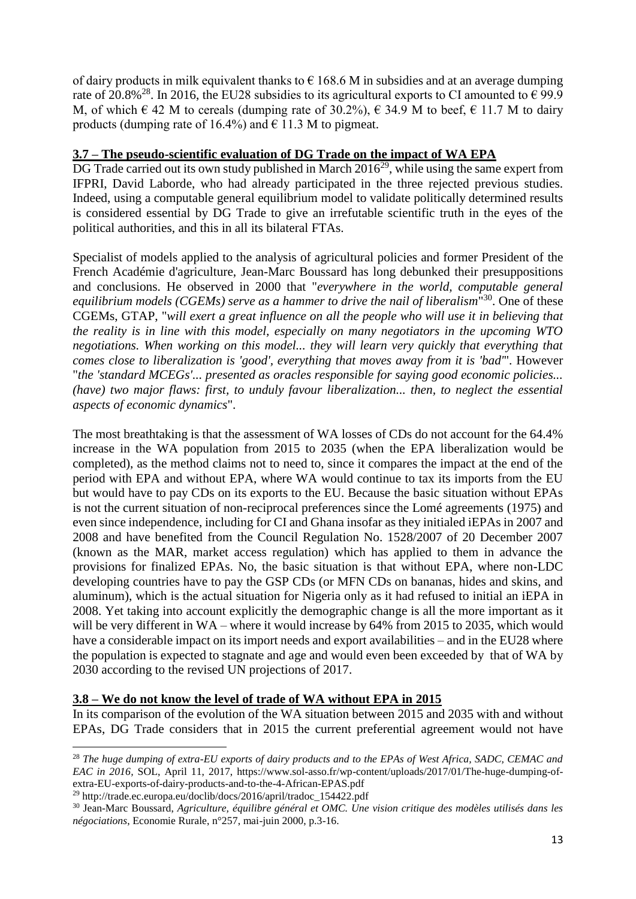of dairy products in milk equivalent thanks to € 168.6 M in subsidies and at an average dumping rate of 20.8%[28]. In 2016, the EU28 subsidies to its agricultural exports to CI amounted to € 99.9 M, of which € 42 M to cereals (dumping rate of 30.2%), € 34.9 M to beef, € 11.7 M to dairy products (dumping rate of 16.4%) and € 11.3 M to pigmeat.

### 3.7 – The pseudo-scientific evaluation of DG Trade on the impact of WA EPA

DG Trade carried out its own study published in March 2016[29], while using the same expert from IFPRI, David Laborde, who had already participated in the three rejected previous studies. Indeed, using a computable general equilibrium model to validate politically determined results is considered essential by DG Trade to give an irrefutable scientific truth in the eyes of the political authorities, and this in all its bilateral FTAs.

Specialist of models applied to the analysis of agricultural policies and former President of the French Académie d'agriculture, Jean-Marc Boussard has long debunked their presuppositions and conclusions. He observed in 2000 that "*everywhere in the world, computable general equilibrium models (CGEMs) serve as a hammer to drive the nail of liberalism*"[30]. One of these CGEMs, GTAP, "*will exert a great influence on all the people who will use it in believing that the reality is in line with this model, especially on many negotiators in the upcoming WTO negotiations. When working on this model... they will learn very quickly that everything that comes close to liberalization is 'good', everything that moves away from it is 'bad'*". However "*the 'standard MCEGs'... presented as oracles responsible for saying good economic policies... (have) two major flaws: first, to unduly favour liberalization... then, to neglect the essential aspects of economic dynamics*".

The most breathtaking is that the assessment of WA losses of CDs do not account for the 64.4% increase in the WA population from 2015 to 2035 (when the EPA liberalization would be completed), as the method claims not to need to, since it compares the impact at the end of the period with EPA and without EPA, where WA would continue to tax its imports from the EU but would have to pay CDs on its exports to the EU. Because the basic situation without EPAs is not the current situation of non-reciprocal preferences since the Lomé agreements (1975) and even since independence, including for CI and Ghana insofar as they initialed iEPAs in 2007 and 2008 and have benefited from the Council Regulation No. 1528/2007 of 20 December 2007 (known as the MAR, market access regulation) which has applied to them in advance the provisions for finalized EPAs. No, the basic situation is that without EPA, where non-LDC developing countries have to pay the GSP CDs (or MFN CDs on bananas, hides and skins, and aluminum), which is the actual situation for Nigeria only as it had refused to initial an iEPA in 2008. Yet taking into account explicitly the demographic change is all the more important as it will be very different in WA – where it would increase by 64% from 2015 to 2035, which would have a considerable impact on its import needs and export availabilities – and in the EU28 where the population is expected to stagnate and age and would even been exceeded by that of WA by 2030 according to the revised UN projections of 2017.

### 3.8 – We do not know the level of trade of WA without EPA in 2015

In its comparison of the evolution of the WA situation between 2015 and 2035 with and without EPAs, DG Trade considers that in 2015 the current preferential agreement would not have

---

[28] *The huge dumping of extra-EU exports of dairy products and to the EPAs of West Africa, SADC, CEMAC and EAC in 2016*, SOL, April 11, 2017, https://www.sol-asso.fr/wp-content/uploads/2017/01/The-huge-dumping-of-extra-EU-exports-of-dairy-products-and-to-the-4-African-EPAS.pdf

[29] http://trade.ec.europa.eu/doclib/docs/2016/april/tradoc_154422.pdf

[30] Jean-Marc Boussard, *Agriculture, équilibre général et OMC. Une vision critique des modèles utilisés dans les négociations*, Economie Rurale, n°257, mai-juin 2000, p.3-16.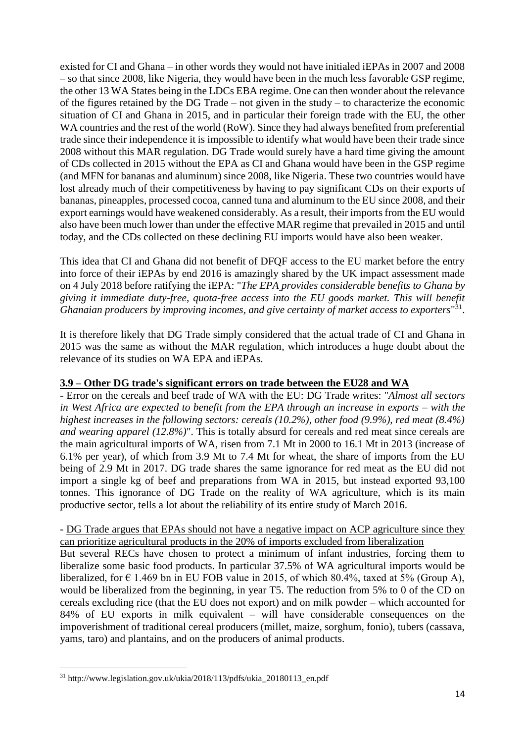existed for CI and Ghana – in other words they would not have initialed iEPAs in 2007 and 2008 – so that since 2008, like Nigeria, they would have been in the much less favorable GSP regime, the other 13 WA States being in the LDCs EBA regime. One can then wonder about the relevance of the figures retained by the DG Trade – not given in the study – to characterize the economic situation of CI and Ghana in 2015, and in particular their foreign trade with the EU, the other WA countries and the rest of the world (RoW). Since they had always benefited from preferential trade since their independence it is impossible to identify what would have been their trade since 2008 without this MAR regulation. DG Trade would surely have a hard time giving the amount of CDs collected in 2015 without the EPA as CI and Ghana would have been in the GSP regime (and MFN for bananas and aluminum) since 2008, like Nigeria. These two countries would have lost already much of their competitiveness by having to pay significant CDs on their exports of bananas, pineapples, processed cocoa, canned tuna and aluminum to the EU since 2008, and their export earnings would have weakened considerably. As a result, their imports from the EU would also have been much lower than under the effective MAR regime that prevailed in 2015 and until today, and the CDs collected on these declining EU imports would have also been weaker.

This idea that CI and Ghana did not benefit of DFQF access to the EU market before the entry into force of their iEPAs by end 2016 is amazingly shared by the UK impact assessment made on 4 July 2018 before ratifying the iEPA: "*The EPA provides considerable benefits to Ghana by giving it immediate duty-free, quota-free access into the EU goods market. This will benefit Ghanaian producers by improving incomes, and give certainty of market access to exporters*"[31].

It is therefore likely that DG Trade simply considered that the actual trade of CI and Ghana in 2015 was the same as without the MAR regulation, which introduces a huge doubt about the relevance of its studies on WA EPA and iEPAs.

### 3.9 – Other DG trade's significant errors on trade between the EU28 and WA

- Error on the cereals and beef trade of WA with the EU: DG Trade writes: "*Almost all sectors in West Africa are expected to benefit from the EPA through an increase in exports – with the highest increases in the following sectors: cereals (10.2%), other food (9.9%), red meat (8.4%) and wearing apparel (12.8%)*". This is totally absurd for cereals and red meat since cereals are the main agricultural imports of WA, risen from 7.1 Mt in 2000 to 16.1 Mt in 2013 (increase of 6.1% per year), of which from 3.9 Mt to 7.4 Mt for wheat, the share of imports from the EU being of 2.9 Mt in 2017. DG trade shares the same ignorance for red meat as the EU did not import a single kg of beef and preparations from WA in 2015, but instead exported 93,100 tonnes. This ignorance of DG Trade on the reality of WA agriculture, which is its main productive sector, tells a lot about the reliability of its entire study of March 2016.

- DG Trade argues that EPAs should not have a negative impact on ACP agriculture since they can prioritize agricultural products in the 20% of imports excluded from liberalization

But several RECs have chosen to protect a minimum of infant industries, forcing them to liberalize some basic food products. In particular 37.5% of WA agricultural imports would be liberalized, for € 1.469 bn in EU FOB value in 2015, of which 80.4%, taxed at 5% (Group A), would be liberalized from the beginning, in year T5. The reduction from 5% to 0 of the CD on cereals excluding rice (that the EU does not export) and on milk powder – which accounted for 84% of EU exports in milk equivalent – will have considerable consequences on the impoverishment of traditional cereal producers (millet, maize, sorghum, fonio), tubers (cassava, yams, taro) and plantains, and on the producers of animal products.

[31] http://www.legislation.gov.uk/ukia/2018/113/pdfs/ukia_20180113_en.pdf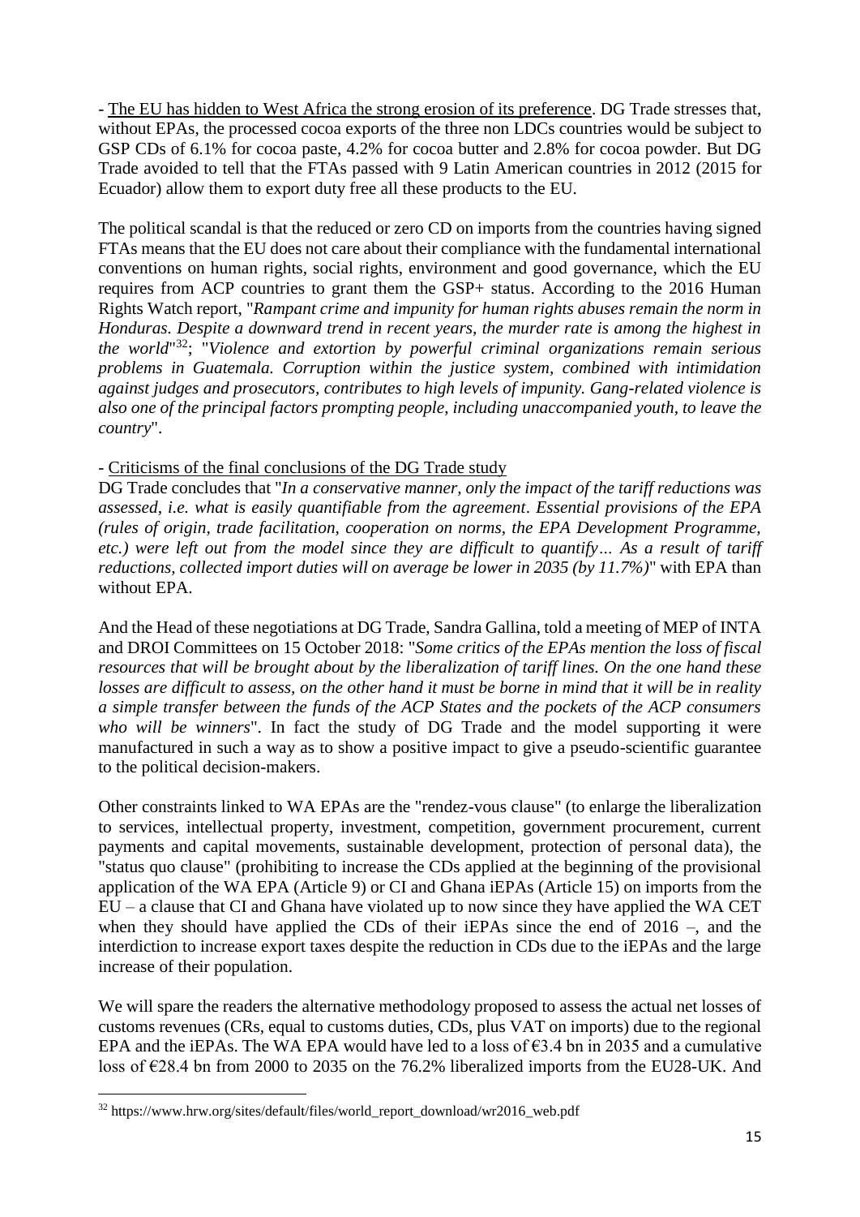- <u>The EU has hidden to West Africa the strong erosion of its preference</u>. DG Trade stresses that, without EPAs, the processed cocoa exports of the three non LDCs countries would be subject to GSP CDs of 6.1% for cocoa paste, 4.2% for cocoa butter and 2.8% for cocoa powder. But DG Trade avoided to tell that the FTAs passed with 9 Latin American countries in 2012 (2015 for Ecuador) allow them to export duty free all these products to the EU.

The political scandal is that the reduced or zero CD on imports from the countries having signed FTAs means that the EU does not care about their compliance with the fundamental international conventions on human rights, social rights, environment and good governance, which the EU requires from ACP countries to grant them the GSP+ status. According to the 2016 Human Rights Watch report, "*Rampant crime and impunity for human rights abuses remain the norm in Honduras. Despite a downward trend in recent years, the murder rate is among the highest in the world*"[32]; "*Violence and extortion by powerful criminal organizations remain serious problems in Guatemala. Corruption within the justice system, combined with intimidation against judges and prosecutors, contributes to high levels of impunity. Gang-related violence is also one of the principal factors prompting people, including unaccompanied youth, to leave the country*".

- <u>Criticisms of the final conclusions of the DG Trade study</u>

DG Trade concludes that "*In a conservative manner, only the impact of the tariff reductions was assessed, i.e. what is easily quantifiable from the agreement. Essential provisions of the EPA (rules of origin, trade facilitation, cooperation on norms, the EPA Development Programme, etc.) were left out from the model since they are difficult to quantify… As a result of tariff reductions, collected import duties will on average be lower in 2035 (by 11.7%)*" with EPA than without EPA.

And the Head of these negotiations at DG Trade, Sandra Gallina, told a meeting of MEP of INTA and DROI Committees on 15 October 2018: "*Some critics of the EPAs mention the loss of fiscal resources that will be brought about by the liberalization of tariff lines. On the one hand these losses are difficult to assess, on the other hand it must be borne in mind that it will be in reality a simple transfer between the funds of the ACP States and the pockets of the ACP consumers who will be winners*". In fact the study of DG Trade and the model supporting it were manufactured in such a way as to show a positive impact to give a pseudo-scientific guarantee to the political decision-makers.

Other constraints linked to WA EPAs are the "rendez-vous clause" (to enlarge the liberalization to services, intellectual property, investment, competition, government procurement, current payments and capital movements, sustainable development, protection of personal data), the "status quo clause" (prohibiting to increase the CDs applied at the beginning of the provisional application of the WA EPA (Article 9) or CI and Ghana iEPAs (Article 15) on imports from the EU – a clause that CI and Ghana have violated up to now since they have applied the WA CET when they should have applied the CDs of their iEPAs since the end of 2016 –, and the interdiction to increase export taxes despite the reduction in CDs due to the iEPAs and the large increase of their population.

We will spare the readers the alternative methodology proposed to assess the actual net losses of customs revenues (CRs, equal to customs duties, CDs, plus VAT on imports) due to the regional EPA and the iEPAs. The WA EPA would have led to a loss of €3.4 bn in 2035 and a cumulative loss of €28.4 bn from 2000 to 2035 on the 76.2% liberalized imports from the EU28-UK. And

[32] https://www.hrw.org/sites/default/files/world_report_download/wr2016_web.pdf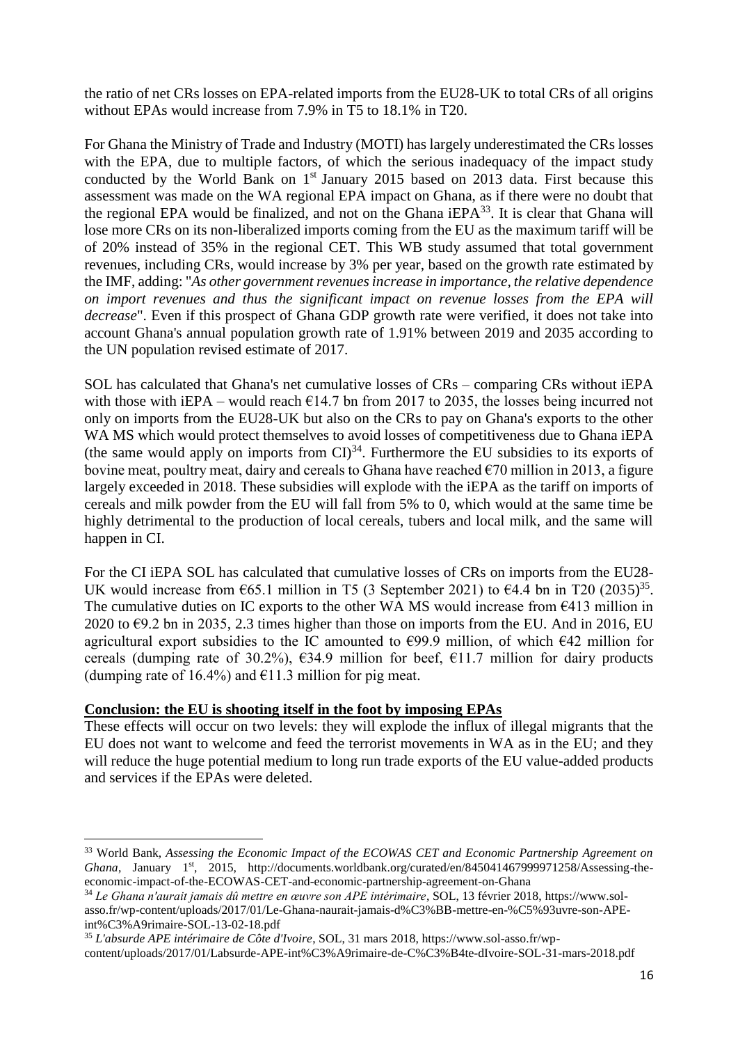the ratio of net CRs losses on EPA-related imports from the EU28-UK to total CRs of all origins without EPAs would increase from 7.9% in T5 to 18.1% in T20.

For Ghana the Ministry of Trade and Industry (MOTI) has largely underestimated the CRs losses with the EPA, due to multiple factors, of which the serious inadequacy of the impact study conducted by the World Bank on 1st January 2015 based on 2013 data. First because this assessment was made on the WA regional EPA impact on Ghana, as if there were no doubt that the regional EPA would be finalized, and not on the Ghana iEPA[33]. It is clear that Ghana will lose more CRs on its non-liberalized imports coming from the EU as the maximum tariff will be of 20% instead of 35% in the regional CET. This WB study assumed that total government revenues, including CRs, would increase by 3% per year, based on the growth rate estimated by the IMF, adding: "*As other government revenues increase in importance, the relative dependence on import revenues and thus the significant impact on revenue losses from the EPA will decrease*". Even if this prospect of Ghana GDP growth rate were verified, it does not take into account Ghana's annual population growth rate of 1.91% between 2019 and 2035 according to the UN population revised estimate of 2017.

SOL has calculated that Ghana's net cumulative losses of CRs – comparing CRs without iEPA with those with iEPA – would reach €14.7 bn from 2017 to 2035, the losses being incurred not only on imports from the EU28-UK but also on the CRs to pay on Ghana's exports to the other WA MS which would protect themselves to avoid losses of competitiveness due to Ghana iEPA (the same would apply on imports from CI)[34]. Furthermore the EU subsidies to its exports of bovine meat, poultry meat, dairy and cereals to Ghana have reached €70 million in 2013, a figure largely exceeded in 2018. These subsidies will explode with the iEPA as the tariff on imports of cereals and milk powder from the EU will fall from 5% to 0, which would at the same time be highly detrimental to the production of local cereals, tubers and local milk, and the same will happen in CI.

For the CI iEPA SOL has calculated that cumulative losses of CRs on imports from the EU28-UK would increase from €65.1 million in T5 (3 September 2021) to €4.4 bn in T20 (2035)[35]. The cumulative duties on IC exports to the other WA MS would increase from €413 million in 2020 to €9.2 bn in 2035, 2.3 times higher than those on imports from the EU. And in 2016, EU agricultural export subsidies to the IC amounted to €99.9 million, of which €42 million for cereals (dumping rate of 30.2%), €34.9 million for beef, €11.7 million for dairy products (dumping rate of 16.4%) and €11.3 million for pig meat.

**Conclusion: the EU is shooting itself in the foot by imposing EPAs**

These effects will occur on two levels: they will explode the influx of illegal migrants that the EU does not want to welcome and feed the terrorist movements in WA as in the EU; and they will reduce the huge potential medium to long run trade exports of the EU value-added products and services if the EPAs were deleted.

---

[33] World Bank, *Assessing the Economic Impact of the ECOWAS CET and Economic Partnership Agreement on Ghana*, January 1st, 2015, http://documents.worldbank.org/curated/en/845041467999971258/Assessing-the-economic-impact-of-the-ECOWAS-CET-and-economic-partnership-agreement-on-Ghana

[34] *Le Ghana n'aurait jamais dû mettre en œuvre son APE intérimaire*, SOL, 13 février 2018, https://www.sol-asso.fr/wp-content/uploads/2017/01/Le-Ghana-naurait-jamais-d%C3%BB-mettre-en-%C5%93uvre-son-APE-int%C3%A9rimaire-SOL-13-02-18.pdf

[35] *L'absurde APE intérimaire de Côte d'Ivoire*, SOL, 31 mars 2018, https://www.sol-asso.fr/wp-content/uploads/2017/01/Labsurde-APE-int%C3%A9rimaire-de-C%C3%B4te-dIvoire-SOL-31-mars-2018.pdf